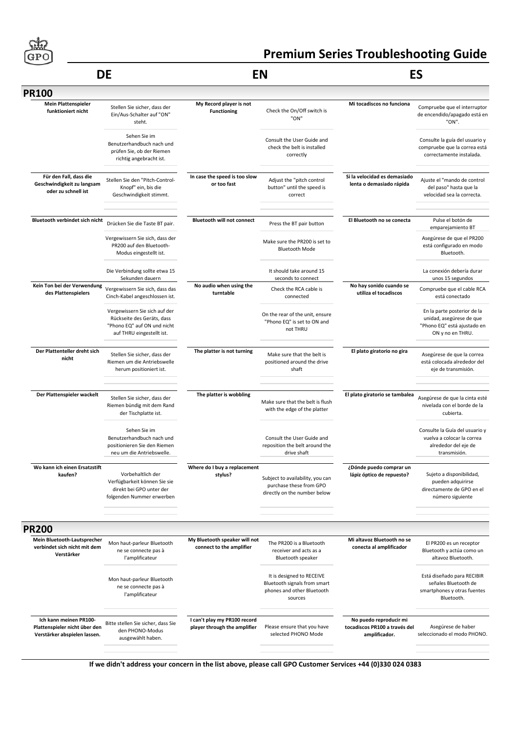# Premium Series Troubleshooting Guide

## PR100

| DE | | EN | | ES | |
|---|---|---|---|---|---|
| **Mein Plattenspieler funktioniert nicht** | Stellen Sie sicher, dass der Ein/Aus-Schalter auf "ON" steht. | **My Record player is not Functioning** | Check the On/Off switch is "ON" | **Mi tocadiscos no funciona** | Compruebe que el interruptor de encendido/apagado está en "ON". |
| | Sehen Sie im Benutzerhandbuch nach und prüfen Sie, ob der Riemen richtig angebracht ist. | | Consult the User Guide and check the belt is installed correctly | | Consulte la guía del usuario y compruebe que la correa está correctamente instalada. |
| **Für den Fall, dass die Geschwindigkeit zu langsam oder zu schnell ist** | Stellen Sie den "Pitch-Control-Knopf" ein, bis die Geschwindigkeit stimmt. | **In case the speed is too slow or too fast** | Adjust the "pitch control button" until the speed is correct | **Si la velocidad es demasiado lenta o demasiado rápida** | Ajuste el "mando de control del paso" hasta que la velocidad sea la correcta. |
| **Bluetooth verbindet sich nicht** | Drücken Sie die Taste BT pair. | **Bluetooth will not connect** | Press the BT pair button | **El Bluetooth no se conecta** | Pulse el botón de emparejamiento BT |
| | Vergewissern Sie sich, dass der PR200 auf den Bluetooth-Modus eingestellt ist. | | Make sure the PR200 is set to Bluetooth Mode | | Asegúrese de que el PR200 está configurado en modo Bluetooth. |
| | Die Verbindung sollte etwa 15 Sekunden dauern | | It should take around 15 seconds to connect | | La conexión debería durar unos 15 segundos |
| **Kein Ton bei der Verwendung des Plattenspielers** | Vergewissern Sie sich, dass das Cinch-Kabel angeschlossen ist. | **No audio when using the turntable** | Check the RCA cable is connected | **No hay sonido cuando se utiliza el tocadiscos** | Compruebe que el cable RCA está conectado |
| | Vergewissern Sie sich auf der Rückseite des Geräts, dass "Phono EQ" auf ON und nicht auf THRU eingestellt ist. | | On the rear of the unit, ensure "Phono EQ" is set to ON and not THRU | | En la parte posterior de la unidad, asegúrese de que "Phono EQ" está ajustado en ON y no en THRU. |
| **Der Plattenteller dreht sich nicht** | Stellen Sie sicher, dass der Riemen um die Antriebswelle herum positioniert ist. | **The platter is not turning** | Make sure that the belt is positioned around the drive shaft | **El plato giratorio no gira** | Asegúrese de que la correa está colocada alrededor del eje de transmisión. |
| **Der Plattenspieler wackelt** | Stellen Sie sicher, dass der Riemen bündig mit dem Rand der Tischplatte ist. | **The platter is wobbling** | Make sure that the belt is flush with the edge of the platter | **El plato giratorio se tambalea** | Asegúrese de que la cinta esté nivelada con el borde de la cubierta. |
| | Sehen Sie im Benutzerhandbuch nach und positionieren Sie den Riemen neu um die Antriebswelle. | | Consult the User Guide and reposition the belt around the drive shaft | | Consulte la Guía del usuario y vuelva a colocar la correa alrededor del eje de transmisión. |
| **Wo kann ich einen Ersatzstift kaufen?** | Vorbehaltlich der Verfügbarkeit können Sie sie direkt bei GPO unter der folgenden Nummer erwerben | **Where do I buy a replacement stylus?** | Subject to availability, you can purchase these from GPO directly on the number below | **¿Dónde puedo comprar un lápiz óptico de repuesto?** | Sujeto a disponibilidad, pueden adquirirse directamente de GPO en el número siguiente |

## PR200

| DE | | EN | | ES | |
|---|---|---|---|---|---|
| **Mein Bluetooth-Lautsprecher verbindet sich nicht mit dem Verstärker** | Mon haut-parleur Bluetooth ne se connecte pas à l'amplificateur | **My Bluetooth speaker will not connect to the amplifier** | The PR200 is a Bluetooth receiver and acts as a Bluetooth speaker | **Mi altavoz Bluetooth no se conecta al amplificador** | El PR200 es un receptor Bluetooth y actúa como un altavoz Bluetooth. |
| | Mon haut-parleur Bluetooth ne se connecte pas à l'amplificateur | | It is designed to RECEIVE Bluetooth signals from smart phones and other Bluetooth sources | | Está diseñado para RECIBIR señales Bluetooth de smartphones y otras fuentes Bluetooth. |
| **Ich kann meinen PR100-Plattenspieler nicht über den Verstärker abspielen lassen.** | Bitte stellen Sie sicher, dass Sie den PHONO-Modus ausgewählt haben. | **I can't play my PR100 record player through the amplifier** | Please ensure that you have selected PHONO Mode | **No puedo reproducir mi tocadiscos PR100 a través del amplificador.** | Asegúrese de haber seleccionado el modo PHONO. |

**If we didn't address your concern in the list above, please call GPO Customer Services +44 (0)330 024 0383**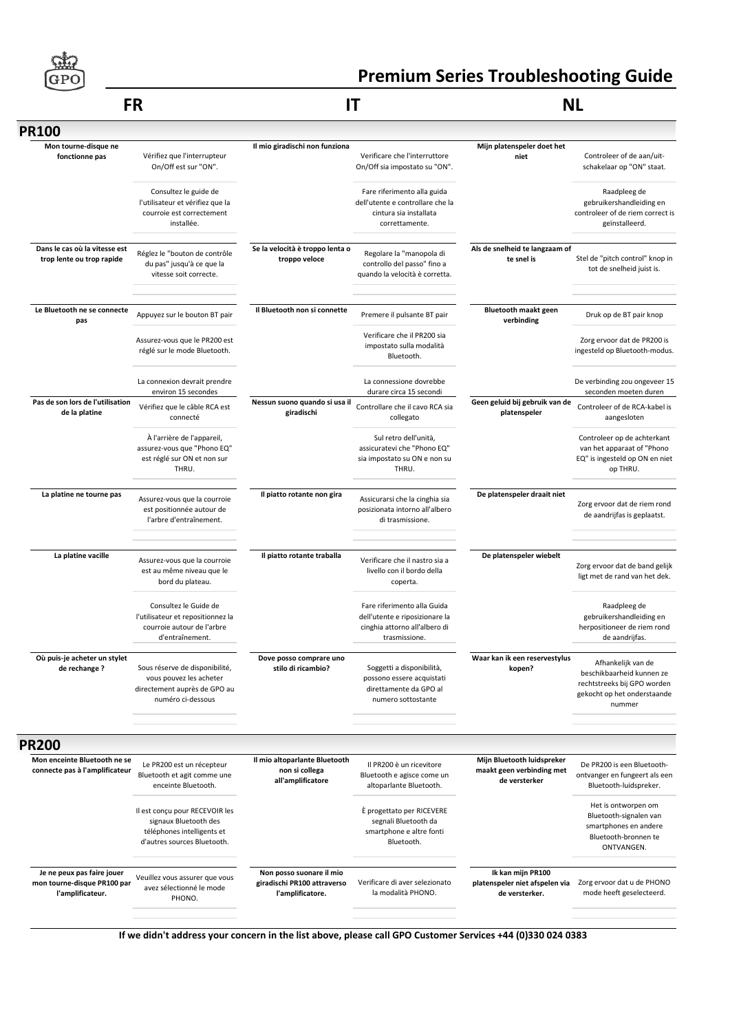# Premium Series Troubleshooting Guide

| FR | | IT | | NL | |
|---|---|---|---|---|---|

## PR100

| | | | | | |
|---|---|---|---|---|---|
| **Mon tourne-disque ne fonctionne pas** | Vérifiez que l'interrupteur On/Off est sur "ON". | **Il mio giradischi non funziona** | Verificare che l'interruttore On/Off sia impostato su "ON". | **Mijn platenspeler doet het niet** | Controleer of de aan/uit-schakelaar op "ON" staat. |
| | Consultez le guide de l'utilisateur et vérifiez que la courroie est correctement installée. | | Fare riferimento alla guida dell'utente e controllare che la cintura sia installata correttamente. | | Raadpleeg de gebruikershandleiding en controleer of de riem correct is geïnstalleerd. |
| **Dans le cas où la vitesse est trop lente ou trop rapide** | Réglez le "bouton de contrôle du pas" jusqu'à ce que la vitesse soit correcte. | **Se la velocità è troppo lenta o troppo veloce** | Regolare la "manopola di controllo del passo" fino a quando la velocità è corretta. | **Als de snelheid te langzaam of te snel is** | Stel de "pitch control" knop in tot de snelheid juist is. |
| **Le Bluetooth ne se connecte pas** | Appuyez sur le bouton BT pair | **Il Bluetooth non si connette** | Premere il pulsante BT pair | **Bluetooth maakt geen verbinding** | Druk op de BT pair knop |
| | Assurez-vous que le PR200 est réglé sur le mode Bluetooth. | | Verificare che il PR200 sia impostato sulla modalità Bluetooth. | | Zorg ervoor dat de PR200 is ingesteld op Bluetooth-modus. |
| | La connexion devrait prendre environ 15 secondes | | La connessione dovrebbe durare circa 15 secondi | | De verbinding zou ongeveer 15 seconden moeten duren |
| **Pas de son lors de l'utilisation de la platine** | Vérifiez que le câble RCA est connecté | **Nessun suono quando si usa il giradischi** | Controllare che il cavo RCA sia collegato | **Geen geluid bij gebruik van de platenspeler** | Controleer of de RCA-kabel is aangesloten |
| | À l'arrière de l'appareil, assurez-vous que "Phono EQ" est réglé sur ON et non sur THRU. | | Sul retro dell'unità, assicuratevi che "Phono EQ" sia impostato su ON e non su THRU. | | Controleer op de achterkant van het apparaat of "Phono EQ" is ingesteld op ON en niet op THRU. |
| **La platine ne tourne pas** | Assurez-vous que la courroie est positionnée autour de l'arbre d'entraînement. | **Il piatto rotante non gira** | Assicurarsi che la cinghia sia posizionata intorno all'albero di trasmissione. | **De platenspeler draait niet** | Zorg ervoor dat de riem rond de aandrijfas is geplaatst. |
| **La platine vacille** | Assurez-vous que la courroie est au même niveau que le bord du plateau. | **Il piatto rotante traballa** | Verificare che il nastro sia a livello con il bordo della coperta. | **De platenspeler wiebelt** | Zorg ervoor dat de band gelijk ligt met de rand van het dek. |
| | Consultez le Guide de l'utilisateur et repositionnez la courroie autour de l'arbre d'entraînement. | | Fare riferimento alla Guida dell'utente e riposizionare la cinghia attorno all'albero di trasmissione. | | Raadpleeg de gebruikershandleiding en herpositioneer de riem rond de aandrijfas. |
| **Où puis-je acheter un stylet de rechange ?** | Sous réserve de disponibilité, vous pouvez les acheter directement auprès de GPO au numéro ci-dessous | **Dove posso comprare uno stilo di ricambio?** | Soggetti a disponibilità, possono essere acquistati direttamente da GPO al numero sottostante | **Waar kan ik een reservestylus kopen?** | Afhankelijk van de beschikbaarheid kunnen ze rechtstreeks bij GPO worden gekocht op het onderstaande nummer |

## PR200

| | | | | | |
|---|---|---|---|---|---|
| **Mon enceinte Bluetooth ne se connecte pas à l'amplificateur** | Le PR200 est un récepteur Bluetooth et agit comme une enceinte Bluetooth. | **Il mio altoparlante Bluetooth non si collega all'amplificatore** | Il PR200 è un ricevitore Bluetooth e agisce come un altoparlante Bluetooth. | **Mijn Bluetooth luidspreker maakt geen verbinding met de versterker** | De PR200 is een Bluetooth-ontvanger en fungeert als een Bluetooth-luidspreker. |
| | Il est conçu pour RECEVOIR les signaux Bluetooth des téléphones intelligents et d'autres sources Bluetooth. | | È progettato per RICEVERE segnali Bluetooth da smartphone e altre fonti Bluetooth. | | Het is ontworpen om Bluetooth-signalen van smartphones en andere Bluetooth-bronnen te ONTVANGEN. |
| **Je ne peux pas faire jouer mon tourne-disque PR100 par l'amplificateur.** | Veuillez vous assurer que vous avez sélectionné le mode PHONO. | **Non posso suonare il mio giradischi PR100 attraverso l'amplificatore.** | Verificare di aver selezionato la modalità PHONO. | **Ik kan mijn PR100 platenspeler niet afspelen via de versterker.** | Zorg ervoor dat u de PHONO mode heeft geselecteerd. |

**If we didn't address your concern in the list above, please call GPO Customer Services +44 (0)330 024 0383**